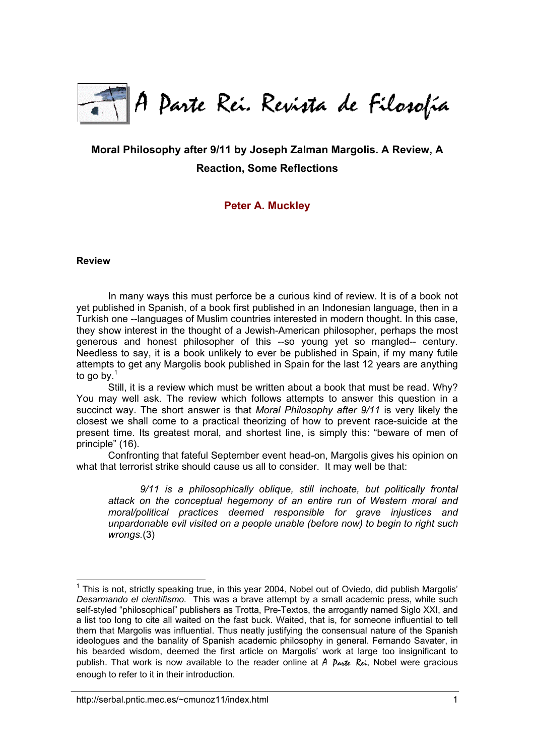A Parte Rei. Revista de Filosofía

# Moral Philosophy after 9/11 by Joseph Zalman Margolis. A Review, A Reaction, Some Reflections

**Peter A. Muckley**

## Review

In many ways this must perforce be a curious kind of review. It is of a book not yet published in Spanish, of a book first published in an Indonesian language, then in a Turkish one --languages of Muslim countries interested in modern thought. In this case, they show interest in the thought of a Jewish-American philosopher, perhaps the most generous and honest philosopher of this --so young yet so mangled-- century. Needless to say, it is a book unlikely to ever be published in Spain, if my many futile attempts to get any Margolis book published in Spain for the last 12 years are anything to go by.[1]

Still, it is a review which must be written about a book that must be read. Why? You may well ask. The review which follows attempts to answer this question in a succinct way. The short answer is that *Moral Philosophy after 9/11* is very likely the closest we shall come to a practical theorizing of how to prevent race-suicide at the present time. Its greatest moral, and shortest line, is simply this: "beware of men of principle" (16).

Confronting that fateful September event head-on, Margolis gives his opinion on what that terrorist strike should cause us all to consider. It may well be that:

> *9/11 is a philosophically oblique, still inchoate, but politically frontal attack on the conceptual hegemony of an entire run of Western moral and moral/political practices deemed responsible for grave injustices and unpardonable evil visited on a people unable (before now) to begin to right such wrongs.*(3)

---

[1] This is not, strictly speaking true, in this year 2004, Nobel out of Oviedo, did publish Margolis' *Desarmando el cientifismo.* This was a brave attempt by a small academic press, while such self-styled "philosophical" publishers as Trotta, Pre-Textos, the arrogantly named Siglo XXI, and a list too long to cite all waited on the fast buck. Waited, that is, for someone influential to tell them that Margolis was influential. Thus neatly justifying the consensual nature of the Spanish ideologues and the banality of Spanish academic philosophy in general. Fernando Savater, in his bearded wisdom, deemed the first article on Margolis' work at large too insignificant to publish. That work is now available to the reader online at A Parte Rei, Nobel were gracious enough to refer to it in their introduction.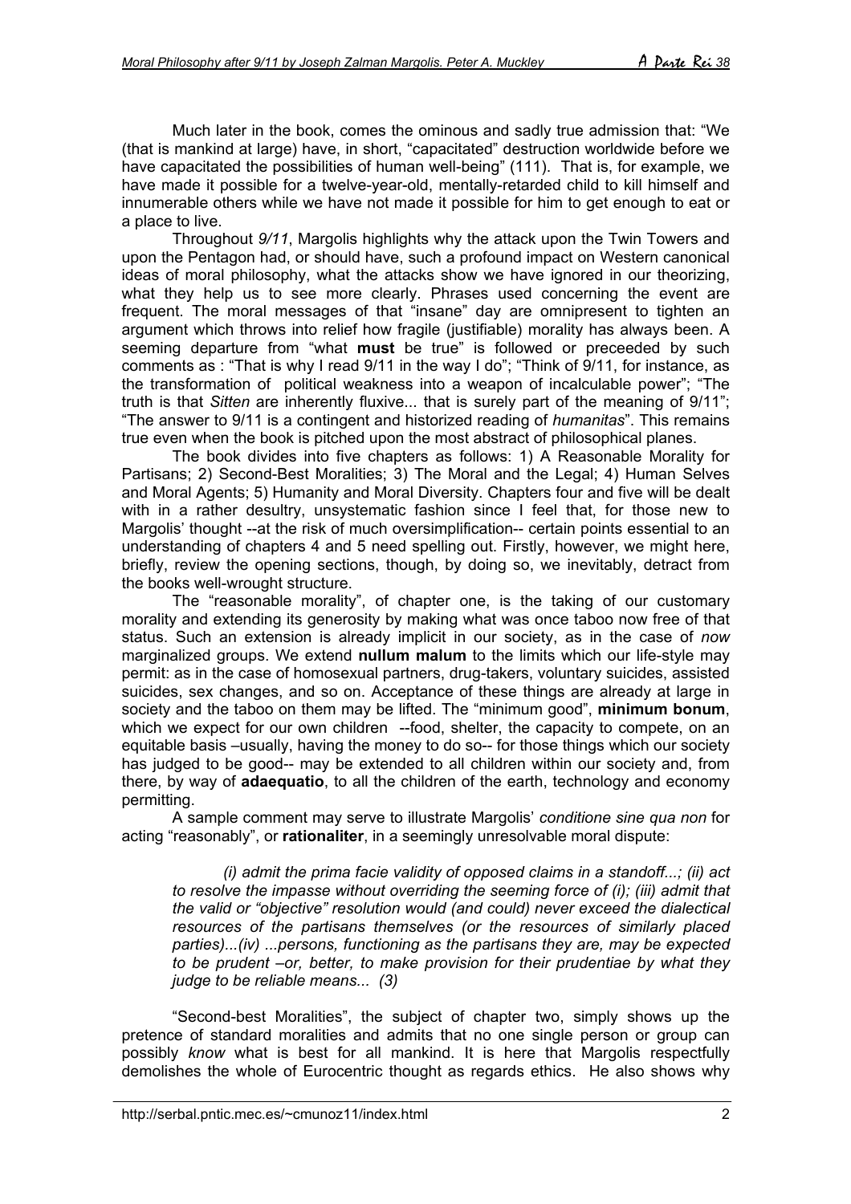Much later in the book, comes the ominous and sadly true admission that: "We (that is mankind at large) have, in short, "capacitated" destruction worldwide before we have capacitated the possibilities of human well-being" (111). That is, for example, we have made it possible for a twelve-year-old, mentally-retarded child to kill himself and innumerable others while we have not made it possible for him to get enough to eat or a place to live.

Throughout *9/11*, Margolis highlights why the attack upon the Twin Towers and upon the Pentagon had, or should have, such a profound impact on Western canonical ideas of moral philosophy, what the attacks show we have ignored in our theorizing, what they help us to see more clearly. Phrases used concerning the event are frequent. The moral messages of that "insane" day are omnipresent to tighten an argument which throws into relief how fragile (justifiable) morality has always been. A seeming departure from "what **must** be true" is followed or preceeded by such comments as : "That is why I read 9/11 in the way I do"; "Think of 9/11, for instance, as the transformation of political weakness into a weapon of incalculable power"; "The truth is that *Sitten* are inherently fluxive... that is surely part of the meaning of 9/11"; "The answer to 9/11 is a contingent and historized reading of *humanitas*". This remains true even when the book is pitched upon the most abstract of philosophical planes.

The book divides into five chapters as follows: 1) A Reasonable Morality for Partisans; 2) Second-Best Moralities; 3) The Moral and the Legal; 4) Human Selves and Moral Agents; 5) Humanity and Moral Diversity. Chapters four and five will be dealt with in a rather desultry, unsystematic fashion since I feel that, for those new to Margolis' thought --at the risk of much oversimplification-- certain points essential to an understanding of chapters 4 and 5 need spelling out. Firstly, however, we might here, briefly, review the opening sections, though, by doing so, we inevitably, detract from the books well-wrought structure.

The "reasonable morality", of chapter one, is the taking of our customary morality and extending its generosity by making what was once taboo now free of that status. Such an extension is already implicit in our society, as in the case of *now* marginalized groups. We extend **nullum malum** to the limits which our life-style may permit: as in the case of homosexual partners, drug-takers, voluntary suicides, assisted suicides, sex changes, and so on. Acceptance of these things are already at large in society and the taboo on them may be lifted. The "minimum good", **minimum bonum**, which we expect for our own children --food, shelter, the capacity to compete, on an equitable basis –usually, having the money to do so-- for those things which our society has judged to be good-- may be extended to all children within our society and, from there, by way of **adaequatio**, to all the children of the earth, technology and economy permitting.

A sample comment may serve to illustrate Margolis' *conditione sine qua non* for acting "reasonably", or **rationaliter**, in a seemingly unresolvable moral dispute:

> *(i) admit the prima facie validity of opposed claims in a standoff...; (ii) act to resolve the impasse without overriding the seeming force of (i); (iii) admit that the valid or "objective" resolution would (and could) never exceed the dialectical resources of the partisans themselves (or the resources of similarly placed parties)...(iv) ...persons, functioning as the partisans they are, may be expected to be prudent –or, better, to make provision for their prudentiae by what they judge to be reliable means... (3)*

"Second-best Moralities", the subject of chapter two, simply shows up the pretence of standard moralities and admits that no one single person or group can possibly *know* what is best for all mankind. It is here that Margolis respectfully demolishes the whole of Eurocentric thought as regards ethics. He also shows why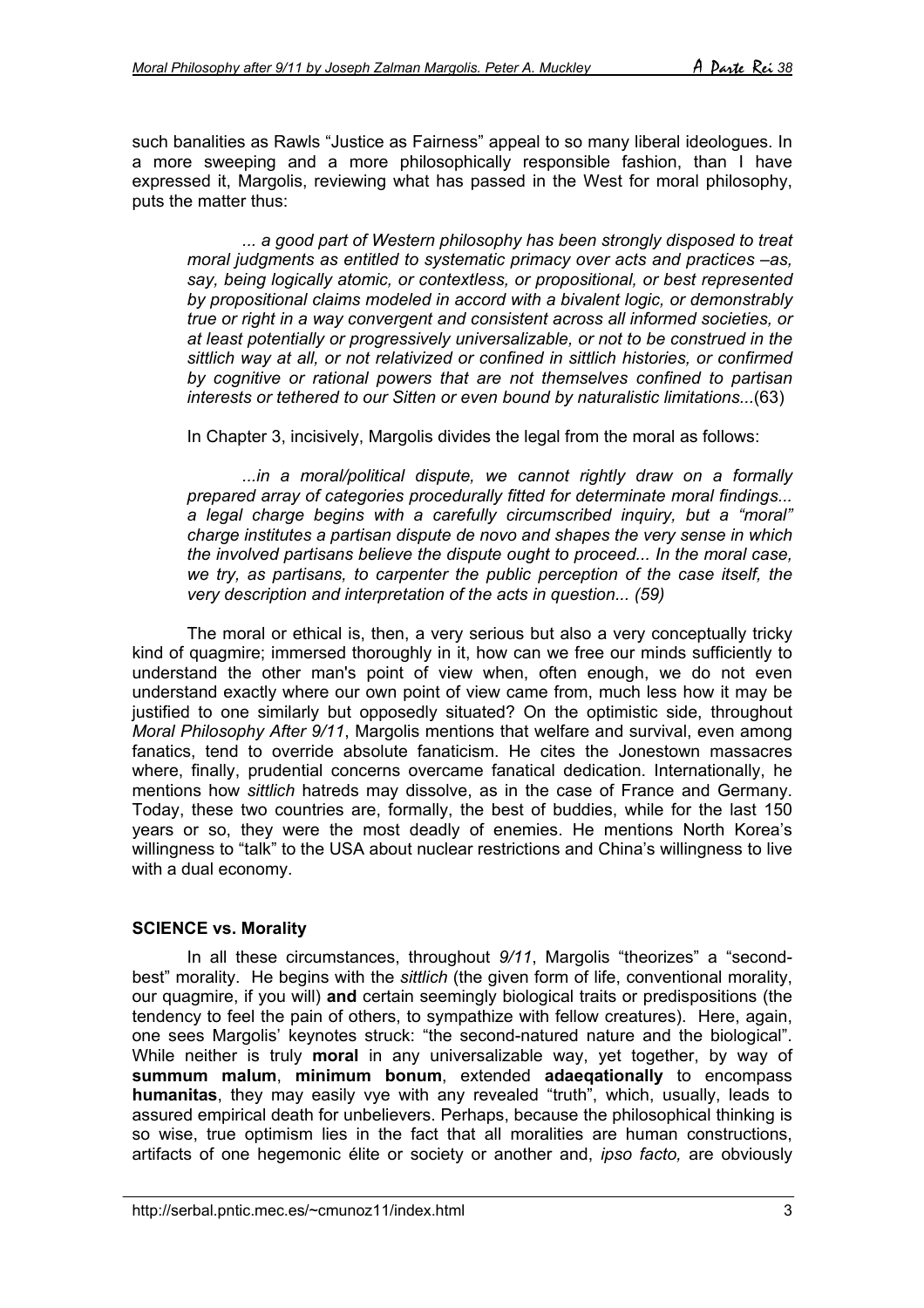such banalities as Rawls "Justice as Fairness" appeal to so many liberal ideologues. In a more sweeping and a more philosophically responsible fashion, than I have expressed it, Margolis, reviewing what has passed in the West for moral philosophy, puts the matter thus:

> *... a good part of Western philosophy has been strongly disposed to treat moral judgments as entitled to systematic primacy over acts and practices –as, say, being logically atomic, or contextless, or propositional, or best represented by propositional claims modeled in accord with a bivalent logic, or demonstrably true or right in a way convergent and consistent across all informed societies, or at least potentially or progressively universalizable, or not to be construed in the sittlich way at all, or not relativized or confined in sittlich histories, or confirmed by cognitive or rational powers that are not themselves confined to partisan interests or tethered to our Sitten or even bound by naturalistic limitations...*(63)

In Chapter 3, incisively, Margolis divides the legal from the moral as follows:

> *...in a moral/political dispute, we cannot rightly draw on a formally prepared array of categories procedurally fitted for determinate moral findings... a legal charge begins with a carefully circumscribed inquiry, but a "moral" charge institutes a partisan dispute de novo and shapes the very sense in which the involved partisans believe the dispute ought to proceed... In the moral case, we try, as partisans, to carpenter the public perception of the case itself, the very description and interpretation of the acts in question... (59)*

The moral or ethical is, then, a very serious but also a very conceptually tricky kind of quagmire; immersed thoroughly in it, how can we free our minds sufficiently to understand the other man's point of view when, often enough, we do not even understand exactly where our own point of view came from, much less how it may be justified to one similarly but opposedly situated? On the optimistic side, throughout *Moral Philosophy After 9/11*, Margolis mentions that welfare and survival, even among fanatics, tend to override absolute fanaticism. He cites the Jonestown massacres where, finally, prudential concerns overcame fanatical dedication. Internationally, he mentions how *sittlich* hatreds may dissolve, as in the case of France and Germany. Today, these two countries are, formally, the best of buddies, while for the last 150 years or so, they were the most deadly of enemies. He mentions North Korea's willingness to "talk" to the USA about nuclear restrictions and China's willingness to live with a dual economy.

## SCIENCE vs. Morality

In all these circumstances, throughout *9/11*, Margolis "theorizes" a "second-best" morality. He begins with the *sittlich* (the given form of life, conventional morality, our quagmire, if you will) **and** certain seemingly biological traits or predispositions (the tendency to feel the pain of others, to sympathize with fellow creatures). Here, again, one sees Margolis' keynotes struck: "the second-natured nature and the biological". While neither is truly **moral** in any universalizable way, yet together, by way of **summum malum**, **minimum bonum**, extended **adaeqationally** to encompass **humanitas**, they may easily vye with any revealed "truth", which, usually, leads to assured empirical death for unbelievers. Perhaps, because the philosophical thinking is so wise, true optimism lies in the fact that all moralities are human constructions, artifacts of one hegemonic élite or society or another and, *ipso facto,* are obviously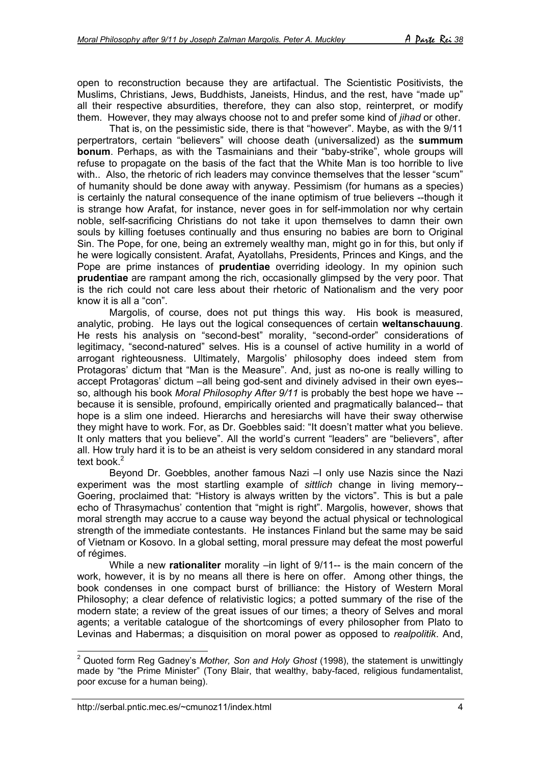open to reconstruction because they are artifactual. The Scientistic Positivists, the Muslims, Christians, Jews, Buddhists, Janeists, Hindus, and the rest, have "made up" all their respective absurdities, therefore, they can also stop, reinterpret, or modify them. However, they may always choose not to and prefer some kind of *jihad* or other.

That is, on the pessimistic side, there is that "however". Maybe, as with the 9/11 perpertrators, certain "believers" will choose death (universalized) as the **summum bonum**. Perhaps, as with the Tasmainians and their "baby-strike", whole groups will refuse to propagate on the basis of the fact that the White Man is too horrible to live with.. Also, the rhetoric of rich leaders may convince themselves that the lesser "scum" of humanity should be done away with anyway. Pessimism (for humans as a species) is certainly the natural consequence of the inane optimism of true believers --though it is strange how Arafat, for instance, never goes in for self-immolation nor why certain noble, self-sacrificing Christians do not take it upon themselves to damn their own souls by killing foetuses continually and thus ensuring no babies are born to Original Sin. The Pope, for one, being an extremely wealthy man, might go in for this, but only if he were logically consistent. Arafat, Ayatollahs, Presidents, Princes and Kings, and the Pope are prime instances of **prudentiae** overriding ideology. In my opinion such **prudentiae** are rampant among the rich, occasionally glimpsed by the very poor. That is the rich could not care less about their rhetoric of Nationalism and the very poor know it is all a "con".

Margolis, of course, does not put things this way. His book is measured, analytic, probing. He lays out the logical consequences of certain **weltanschauung**. He rests his analysis on "second-best" morality, "second-order" considerations of legitimacy, "second-natured" selves. His is a counsel of active humility in a world of arrogant righteousness. Ultimately, Margolis' philosophy does indeed stem from Protagoras' dictum that "Man is the Measure". And, just as no-one is really willing to accept Protagoras' dictum –all being god-sent and divinely advised in their own eyes-- so, although his book *Moral Philosophy After 9/11* is probably the best hope we have --because it is sensible, profound, empirically oriented and pragmatically balanced-- that hope is a slim one indeed. Hierarchs and heresiarchs will have their sway otherwise they might have to work. For, as Dr. Goebbles said: "It doesn't matter what you believe. It only matters that you believe". All the world's current "leaders" are "believers", after all. How truly hard it is to be an atheist is very seldom considered in any standard moral text book.[2]

Beyond Dr. Goebbles, another famous Nazi –I only use Nazis since the Nazi experiment was the most startling example of *sittlich* change in living memory-- Goering, proclaimed that: "History is always written by the victors". This is but a pale echo of Thrasymachus' contention that "might is right". Margolis, however, shows that moral strength may accrue to a cause way beyond the actual physical or technological strength of the immediate contestants. He instances Finland but the same may be said of Vietnam or Kosovo. In a global setting, moral pressure may defeat the most powerful of régimes.

While a new **rationaliter** morality –in light of 9/11-- is the main concern of the work, however, it is by no means all there is here on offer. Among other things, the book condenses in one compact burst of brilliance: the History of Western Moral Philosophy; a clear defence of relativistic logics; a potted summary of the rise of the modern state; a review of the great issues of our times; a theory of Selves and moral agents; a veritable catalogue of the shortcomings of every philosopher from Plato to Levinas and Habermas; a disquisition on moral power as opposed to *realpolitik*. And,

---

[2] Quoted form Reg Gadney's *Mother, Son and Holy Ghost* (1998), the statement is unwittingly made by "the Prime Minister" (Tony Blair, that wealthy, baby-faced, religious fundamentalist, poor excuse for a human being).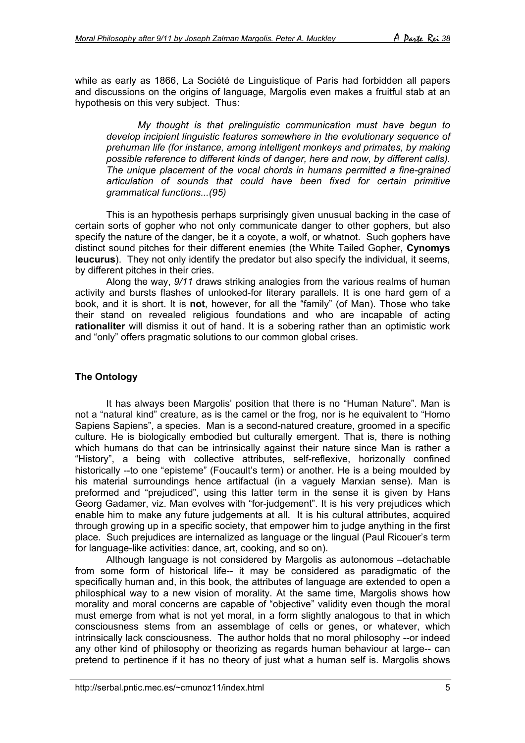while as early as 1866, La Société de Linguistique of Paris had forbidden all papers and discussions on the origins of language, Margolis even makes a fruitful stab at an hypothesis on this very subject. Thus:

> *My thought is that prelinguistic communication must have begun to develop incipient linguistic features somewhere in the evolutionary sequence of prehuman life (for instance, among intelligent monkeys and primates, by making possible reference to different kinds of danger, here and now, by different calls). The unique placement of the vocal chords in humans permitted a fine-grained articulation of sounds that could have been fixed for certain primitive grammatical functions...(95)*

This is an hypothesis perhaps surprisingly given unusual backing in the case of certain sorts of gopher who not only communicate danger to other gophers, but also specify the nature of the danger, be it a coyote, a wolf, or whatnot. Such gophers have distinct sound pitches for their different enemies (the White Tailed Gopher, **Cynomys leucurus**). They not only identify the predator but also specify the individual, it seems, by different pitches in their cries.

Along the way, *9/11* draws striking analogies from the various realms of human activity and bursts flashes of unlooked-for literary parallels. It is one hard gem of a book, and it is short. It is **not**, however, for all the "family" (of Man). Those who take their stand on revealed religious foundations and who are incapable of acting **rationaliter** will dismiss it out of hand. It is a sobering rather than an optimistic work and "only" offers pragmatic solutions to our common global crises.

## The Ontology

It has always been Margolis' position that there is no "Human Nature". Man is not a "natural kind" creature, as is the camel or the frog, nor is he equivalent to "Homo Sapiens Sapiens", a species. Man is a second-natured creature, groomed in a specific culture. He is biologically embodied but culturally emergent. That is, there is nothing which humans do that can be intrinsically against their nature since Man is rather a "History", a being with collective attributes, self-reflexive, horizonally confined historically --to one "episteme" (Foucault's term) or another. He is a being moulded by his material surroundings hence artifactual (in a vaguely Marxian sense). Man is preformed and "prejudiced", using this latter term in the sense it is given by Hans Georg Gadamer, viz. Man evolves with "for-judgement". It is his very prejudices which enable him to make any future judgements at all. It is his cultural attributes, acquired through growing up in a specific society, that empower him to judge anything in the first place. Such prejudices are internalized as language or the lingual (Paul Ricouer's term for language-like activities: dance, art, cooking, and so on).

Although language is not considered by Margolis as autonomous –detachable from some form of historical life-- it may be considered as paradigmatic of the specifically human and, in this book, the attributes of language are extended to open a philosphical way to a new vision of morality. At the same time, Margolis shows how morality and moral concerns are capable of "objective" validity even though the moral must emerge from what is not yet moral, in a form slightly analogous to that in which consciousness stems from an assemblage of cells or genes, or whatever, which intrinsically lack consciousness. The author holds that no moral philosophy --or indeed any other kind of philosophy or theorizing as regards human behaviour at large-- can pretend to pertinence if it has no theory of just what a human self is. Margolis shows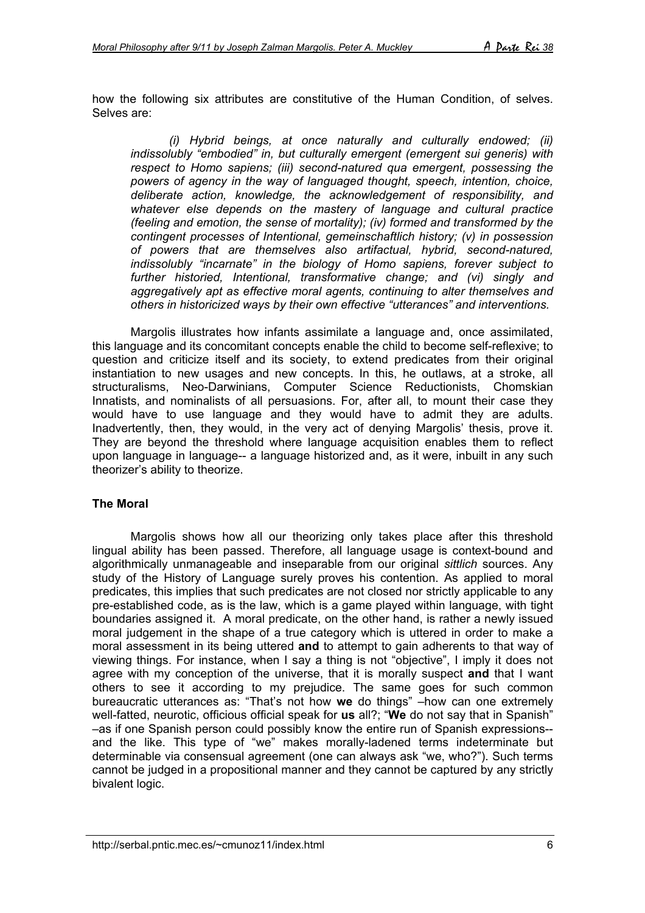how the following six attributes are constitutive of the Human Condition, of selves. Selves are:

> *(i) Hybrid beings, at once naturally and culturally endowed; (ii) indissolubly "embodied" in, but culturally emergent (emergent sui generis) with respect to Homo sapiens; (iii) second-natured qua emergent, possessing the powers of agency in the way of languaged thought, speech, intention, choice, deliberate action, knowledge, the acknowledgement of responsibility, and whatever else depends on the mastery of language and cultural practice (feeling and emotion, the sense of mortality); (iv) formed and transformed by the contingent processes of Intentional, gemeinschaftlich history; (v) in possession of powers that are themselves also artifactual, hybrid, second-natured, indissolubly "incarnate" in the biology of Homo sapiens, forever subject to further historied, Intentional, transformative change; and (vi) singly and aggregatively apt as effective moral agents, continuing to alter themselves and others in historicized ways by their own effective "utterances" and interventions.*

Margolis illustrates how infants assimilate a language and, once assimilated, this language and its concomitant concepts enable the child to become self-reflexive; to question and criticize itself and its society, to extend predicates from their original instantiation to new usages and new concepts. In this, he outlaws, at a stroke, all structuralisms, Neo-Darwinians, Computer Science Reductionists, Chomskian Innatists, and nominalists of all persuasions. For, after all, to mount their case they would have to use language and they would have to admit they are adults. Inadvertently, then, they would, in the very act of denying Margolis' thesis, prove it. They are beyond the threshold where language acquisition enables them to reflect upon language in language-- a language historized and, as it were, inbuilt in any such theorizer's ability to theorize.

### The Moral

Margolis shows how all our theorizing only takes place after this threshold lingual ability has been passed. Therefore, all language usage is context-bound and algorithmically unmanageable and inseparable from our original *sittlich* sources. Any study of the History of Language surely proves his contention. As applied to moral predicates, this implies that such predicates are not closed nor strictly applicable to any pre-established code, as is the law, which is a game played within language, with tight boundaries assigned it. A moral predicate, on the other hand, is rather a newly issued moral judgement in the shape of a true category which is uttered in order to make a moral assessment in its being uttered **and** to attempt to gain adherents to that way of viewing things. For instance, when I say a thing is not "objective", I imply it does not agree with my conception of the universe, that it is morally suspect **and** that I want others to see it according to my prejudice. The same goes for such common bureaucratic utterances as: "That's not how **we** do things" –how can one extremely well-fatted, neurotic, officious official speak for **us** all?; "**We** do not say that in Spanish" –as if one Spanish person could possibly know the entire run of Spanish expressions-- and the like. This type of "we" makes morally-ladened terms indeterminate but determinable via consensual agreement (one can always ask "we, who?"). Such terms cannot be judged in a propositional manner and they cannot be captured by any strictly bivalent logic.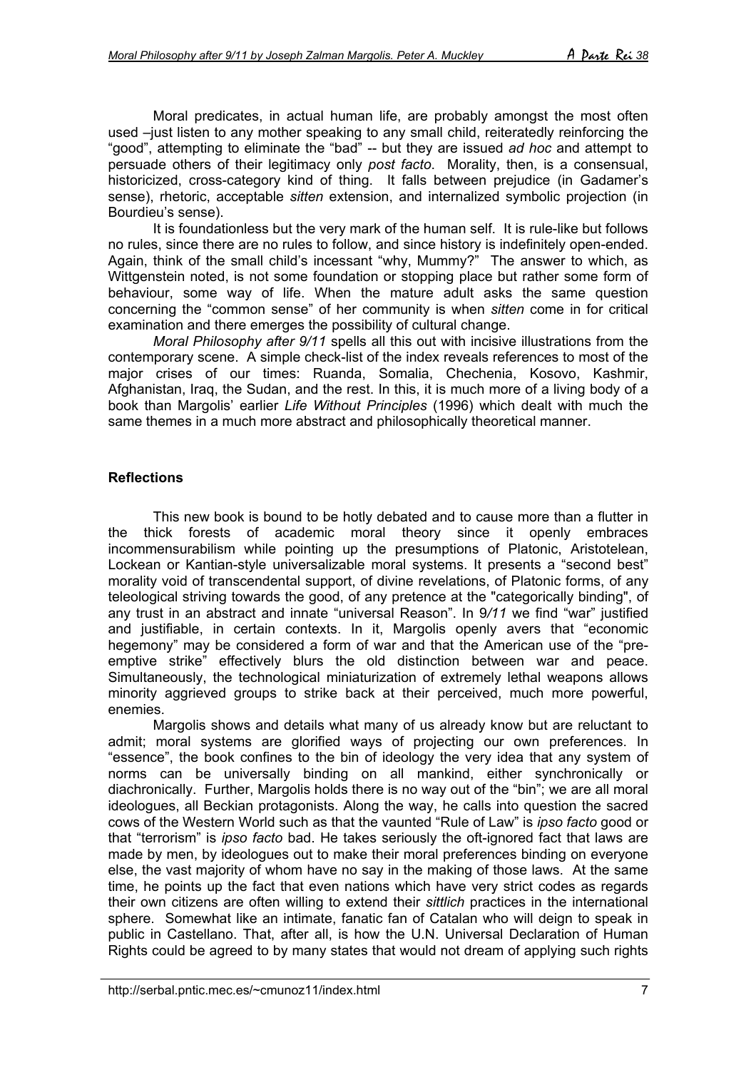Moral predicates, in actual human life, are probably amongst the most often used –just listen to any mother speaking to any small child, reiteratedly reinforcing the "good", attempting to eliminate the "bad" -- but they are issued *ad hoc* and attempt to persuade others of their legitimacy only *post facto*. Morality, then, is a consensual, historicized, cross-category kind of thing. It falls between prejudice (in Gadamer's sense), rhetoric, acceptable *sitten* extension, and internalized symbolic projection (in Bourdieu's sense).

It is foundationless but the very mark of the human self. It is rule-like but follows no rules, since there are no rules to follow, and since history is indefinitely open-ended. Again, think of the small child's incessant "why, Mummy?" The answer to which, as Wittgenstein noted, is not some foundation or stopping place but rather some form of behaviour, some way of life. When the mature adult asks the same question concerning the "common sense" of her community is when *sitten* come in for critical examination and there emerges the possibility of cultural change.

*Moral Philosophy after 9/11* spells all this out with incisive illustrations from the contemporary scene. A simple check-list of the index reveals references to most of the major crises of our times: Ruanda, Somalia, Chechenia, Kosovo, Kashmir, Afghanistan, Iraq, the Sudan, and the rest. In this, it is much more of a living body of a book than Margolis' earlier *Life Without Principles* (1996) which dealt with much the same themes in a much more abstract and philosophically theoretical manner.

## Reflections

This new book is bound to be hotly debated and to cause more than a flutter in the thick forests of academic moral theory since it openly embraces incommensurabilism while pointing up the presumptions of Platonic, Aristotelean, Lockean or Kantian-style universalizable moral systems. It presents a "second best" morality void of transcendental support, of divine revelations, of Platonic forms, of any teleological striving towards the good, of any pretence at the "categorically binding", of any trust in an abstract and innate "universal Reason". In 9*/11* we find "war" justified and justifiable, in certain contexts. In it, Margolis openly avers that "economic hegemony" may be considered a form of war and that the American use of the "pre-emptive strike" effectively blurs the old distinction between war and peace. Simultaneously, the technological miniaturization of extremely lethal weapons allows minority aggrieved groups to strike back at their perceived, much more powerful, enemies.

Margolis shows and details what many of us already know but are reluctant to admit; moral systems are glorified ways of projecting our own preferences. In "essence", the book confines to the bin of ideology the very idea that any system of norms can be universally binding on all mankind, either synchronically or diachronically. Further, Margolis holds there is no way out of the "bin"; we are all moral ideologues, all Beckian protagonists. Along the way, he calls into question the sacred cows of the Western World such as that the vaunted "Rule of Law" is *ipso facto* good or that "terrorism" is *ipso facto* bad. He takes seriously the oft-ignored fact that laws are made by men, by ideologues out to make their moral preferences binding on everyone else, the vast majority of whom have no say in the making of those laws. At the same time, he points up the fact that even nations which have very strict codes as regards their own citizens are often willing to extend their *sittlich* practices in the international sphere. Somewhat like an intimate, fanatic fan of Catalan who will deign to speak in public in Castellano. That, after all, is how the U.N. Universal Declaration of Human Rights could be agreed to by many states that would not dream of applying such rights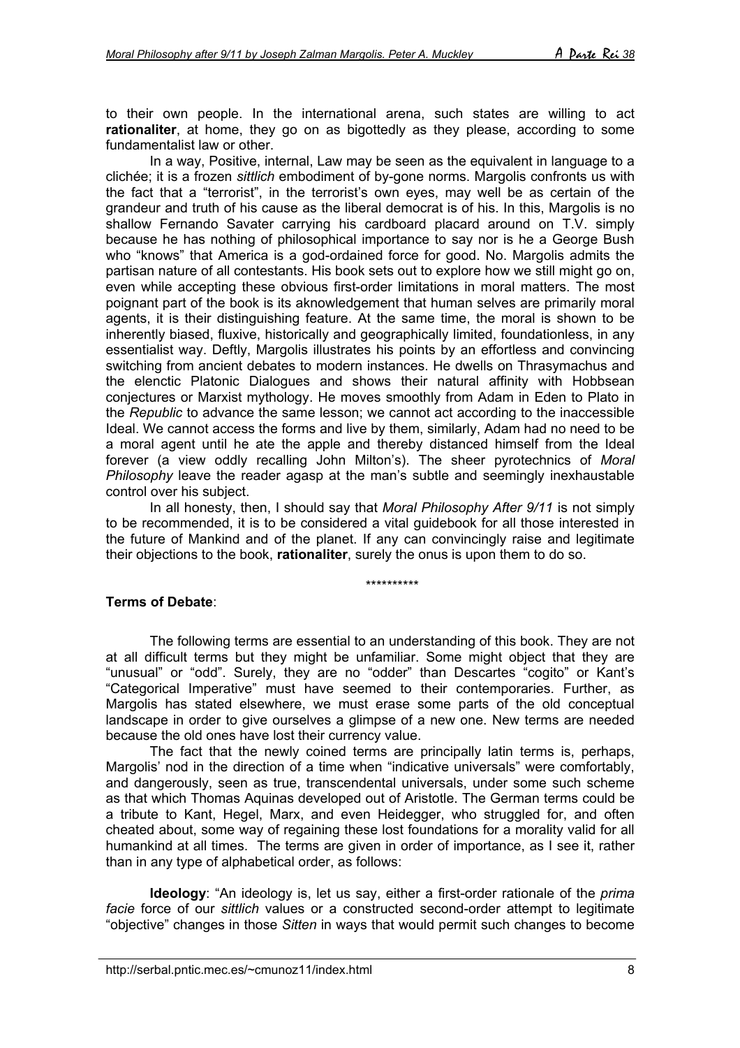to their own people. In the international arena, such states are willing to act **rationaliter**, at home, they go on as bigottedly as they please, according to some fundamentalist law or other.

In a way, Positive, internal, Law may be seen as the equivalent in language to a clichée; it is a frozen *sittlich* embodiment of by-gone norms. Margolis confronts us with the fact that a "terrorist", in the terrorist's own eyes, may well be as certain of the grandeur and truth of his cause as the liberal democrat is of his. In this, Margolis is no shallow Fernando Savater carrying his cardboard placard around on T.V. simply because he has nothing of philosophical importance to say nor is he a George Bush who "knows" that America is a god-ordained force for good. No. Margolis admits the partisan nature of all contestants. His book sets out to explore how we still might go on, even while accepting these obvious first-order limitations in moral matters. The most poignant part of the book is its aknowledgement that human selves are primarily moral agents, it is their distinguishing feature. At the same time, the moral is shown to be inherently biased, fluxive, historically and geographically limited, foundationless, in any essentialist way. Deftly, Margolis illustrates his points by an effortless and convincing switching from ancient debates to modern instances. He dwells on Thrasymachus and the elenctic Platonic Dialogues and shows their natural affinity with Hobbsean conjectures or Marxist mythology. He moves smoothly from Adam in Eden to Plato in the *Republic* to advance the same lesson; we cannot act according to the inaccessible Ideal. We cannot access the forms and live by them, similarly, Adam had no need to be a moral agent until he ate the apple and thereby distanced himself from the Ideal forever (a view oddly recalling John Milton's). The sheer pyrotechnics of *Moral Philosophy* leave the reader agasp at the man's subtle and seemingly inexhaustable control over his subject.

In all honesty, then, I should say that *Moral Philosophy After 9/11* is not simply to be recommended, it is to be considered a vital guidebook for all those interested in the future of Mankind and of the planet. If any can convincingly raise and legitimate their objections to the book, **rationaliter**, surely the onus is upon them to do so.

**********

**Terms of Debate**:

The following terms are essential to an understanding of this book. They are not at all difficult terms but they might be unfamiliar. Some might object that they are "unusual" or "odd". Surely, they are no "odder" than Descartes "cogito" or Kant's "Categorical Imperative" must have seemed to their contemporaries. Further, as Margolis has stated elsewhere, we must erase some parts of the old conceptual landscape in order to give ourselves a glimpse of a new one. New terms are needed because the old ones have lost their currency value.

The fact that the newly coined terms are principally latin terms is, perhaps, Margolis' nod in the direction of a time when "indicative universals" were comfortably, and dangerously, seen as true, transcendental universals, under some such scheme as that which Thomas Aquinas developed out of Aristotle. The German terms could be a tribute to Kant, Hegel, Marx, and even Heidegger, who struggled for, and often cheated about, some way of regaining these lost foundations for a morality valid for all humankind at all times. The terms are given in order of importance, as I see it, rather than in any type of alphabetical order, as follows:

**Ideology**: "An ideology is, let us say, either a first-order rationale of the *prima facie* force of our *sittlich* values or a constructed second-order attempt to legitimate "objective" changes in those *Sitten* in ways that would permit such changes to become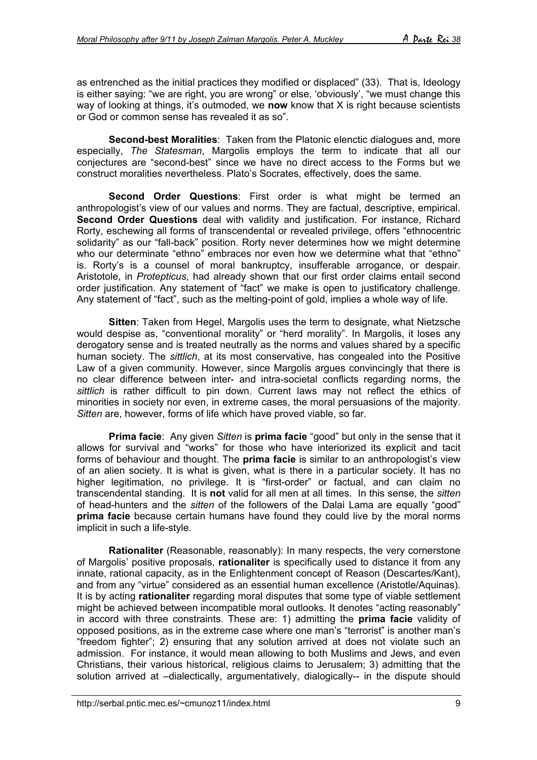as entrenched as the initial practices they modified or displaced" (33). That is, Ideology is either saying: "we are right, you are wrong" or else, 'obviously', "we must change this way of looking at things, it's outmoded, we **now** know that X is right because scientists or God or common sense has revealed it as so".

**Second-best Moralities**: Taken from the Platonic elenctic dialogues and, more especially, *The Statesman*, Margolis employs the term to indicate that all our conjectures are "second-best" since we have no direct access to the Forms but we construct moralities nevertheless. Plato's Socrates, effectively, does the same.

**Second Order Questions**: First order is what might be termed an anthropologist's view of our values and norms. They are factual, descriptive, empirical. **Second Order Questions** deal with validity and justification. For instance, Richard Rorty, eschewing all forms of transcendental or revealed privilege, offers "ethnocentric solidarity" as our "fall-back" position. Rorty never determines how we might determine who our determinate "ethno" embraces nor even how we determine what that "ethno" is. Rorty's is a counsel of moral bankruptcy, insufferable arrogance, or despair. Aristotole, in *Protepticus*, had already shown that our first order claims entail second order justification. Any statement of "fact" we make is open to justificatory challenge. Any statement of "fact", such as the melting-point of gold, implies a whole way of life.

**Sitten**: Taken from Hegel, Margolis uses the term to designate, what Nietzsche would despise as, "conventional morality" or "herd morality". In Margolis, it loses any derogatory sense and is treated neutrally as the norms and values shared by a specific human society. The *sittlich*, at its most conservative, has congealed into the Positive Law of a given community. However, since Margolis argues convincingly that there is no clear difference between inter- and intra-societal conflicts regarding norms, the *sittlich* is rather difficult to pin down. Current laws may not reflect the ethics of minorities in society nor even, in extreme cases, the moral persuasions of the majority. *Sitten* are, however, forms of life which have proved viable, so far.

**Prima facie**: Any given *Sitten* is **prima facie** "good" but only in the sense that it allows for survival and "works" for those who have interiorized its explicit and tacit forms of behaviour and thought. The **prima facie** is similar to an anthropologist's view of an alien society. It is what is given, what is there in a particular society. It has no higher legitimation, no privilege. It is "first-order" or factual, and can claim no transcendental standing. It is **not** valid for all men at all times. In this sense, the *sitten* of head-hunters and the *sitten* of the followers of the Dalai Lama are equally "good" **prima facie** because certain humans have found they could live by the moral norms implicit in such a life-style.

**Rationaliter** (Reasonable, reasonably): In many respects, the very cornerstone of Margolis' positive proposals, **rationaliter** is specifically used to distance it from any innate, rational capacity, as in the Enlightenment concept of Reason (Descartes/Kant), and from any "virtue" considered as an essential human excellence (Aristotle/Aquinas). It is by acting **rationaliter** regarding moral disputes that some type of viable settlement might be achieved between incompatible moral outlooks. It denotes "acting reasonably" in accord with three constraints. These are: 1) admitting the **prima facie** validity of opposed positions, as in the extreme case where one man's "terrorist" is another man's "freedom fighter"; 2) ensuring that any solution arrived at does not violate such an admission. For instance, it would mean allowing to both Muslims and Jews, and even Christians, their various historical, religious claims to Jerusalem; 3) admitting that the solution arrived at –dialectically, argumentatively, dialogically-- in the dispute should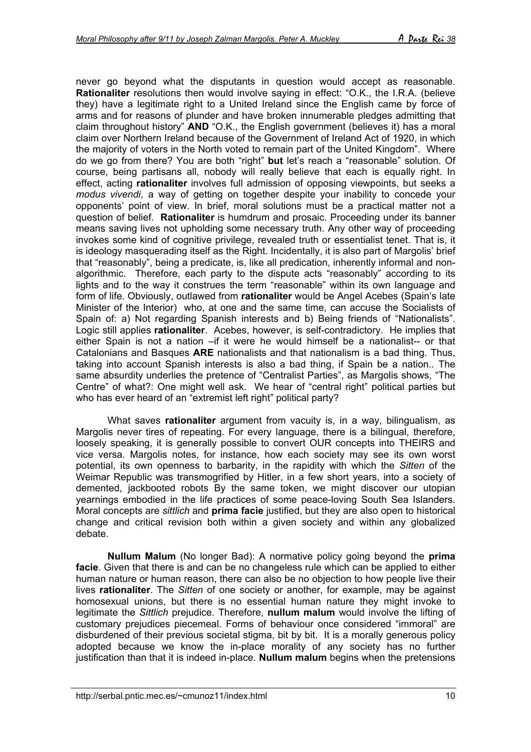never go beyond what the disputants in question would accept as reasonable. **Rationaliter** resolutions then would involve saying in effect: "O.K., the I.R.A. (believe they) have a legitimate right to a United Ireland since the English came by force of arms and for reasons of plunder and have broken innumerable pledges admitting that claim throughout history" **AND** "O.K., the English government (believes it) has a moral claim over Northern Ireland because of the Government of Ireland Act of 1920, in which the majority of voters in the North voted to remain part of the United Kingdom". Where do we go from there? You are both "right" **but** let's reach a "reasonable" solution. Of course, being partisans all, nobody will really believe that each is equally right. In effect, acting **rationaliter** involves full admission of opposing viewpoints, but seeks a *modus vivendi*, a way of getting on together despite your inability to concede your opponents' point of view. In brief, moral solutions must be a practical matter not a question of belief. **Rationaliter** is humdrum and prosaic. Proceeding under its banner means saving lives not upholding some necessary truth. Any other way of proceeding invokes some kind of cognitive privilege, revealed truth or essentialist tenet. That is, it is ideology masquerading itself as the Right. Incidentally, it is also part of Margolis' brief that "reasonably", being a predicate, is, like all predication, inherently informal and non-algorithmic. Therefore, each party to the dispute acts "reasonably" according to its lights and to the way it construes the term "reasonable" within its own language and form of life. Obviously, outlawed from **rationaliter** would be Angel Acebes (Spain's late Minister of the Interior) who, at one and the same time, can accuse the Socialists of Spain of: a) Not regarding Spanish interests and b) Being friends of "Nationalists". Logic still applies **rationaliter**. Acebes, however, is self-contradictory. He implies that either Spain is not a nation –if it were he would himself be a nationalist-- or that Catalonians and Basques **ARE** nationalists and that nationalism is a bad thing. Thus, taking into account Spanish interests is also a bad thing, if Spain be a nation.. The same absurdity underlies the pretence of "Centralist Parties", as Margolis shows, "The Centre" of what?: One might well ask. We hear of "central right" political parties but who has ever heard of an "extremist left right" political party?

What saves **rationaliter** argument from vacuity is, in a way, bilingualism, as Margolis never tires of repeating. For every language, there is a bilingual, therefore, loosely speaking, it is generally possible to convert OUR concepts into THEIRS and vice versa. Margolis notes, for instance, how each society may see its own worst potential, its own openness to barbarity, in the rapidity with which the *Sitten* of the Weimar Republic was transmogrified by Hitler, in a few short years, into a society of demented, jackbooted robots By the same token, we might discover our utopian yearnings embodied in the life practices of some peace-loving South Sea Islanders. Moral concepts are *sittlich* and **prima facie** justified, but they are also open to historical change and critical revision both within a given society and within any globalized debate.

**Nullum Malum** (No longer Bad): A normative policy going beyond the **prima facie**. Given that there is and can be no changeless rule which can be applied to either human nature or human reason, there can also be no objection to how people live their lives **rationaliter**. The *Sitten* of one society or another, for example, may be against homosexual unions, but there is no essential human nature they might invoke to legitimate the *Sittlich* prejudice. Therefore, **nullum malum** would involve the lifting of customary prejudices piecemeal. Forms of behaviour once considered "immoral" are disburdened of their previous societal stigma, bit by bit. It is a morally generous policy adopted because we know the in-place morality of any society has no further justification than that it is indeed in-place. **Nullum malum** begins when the pretensions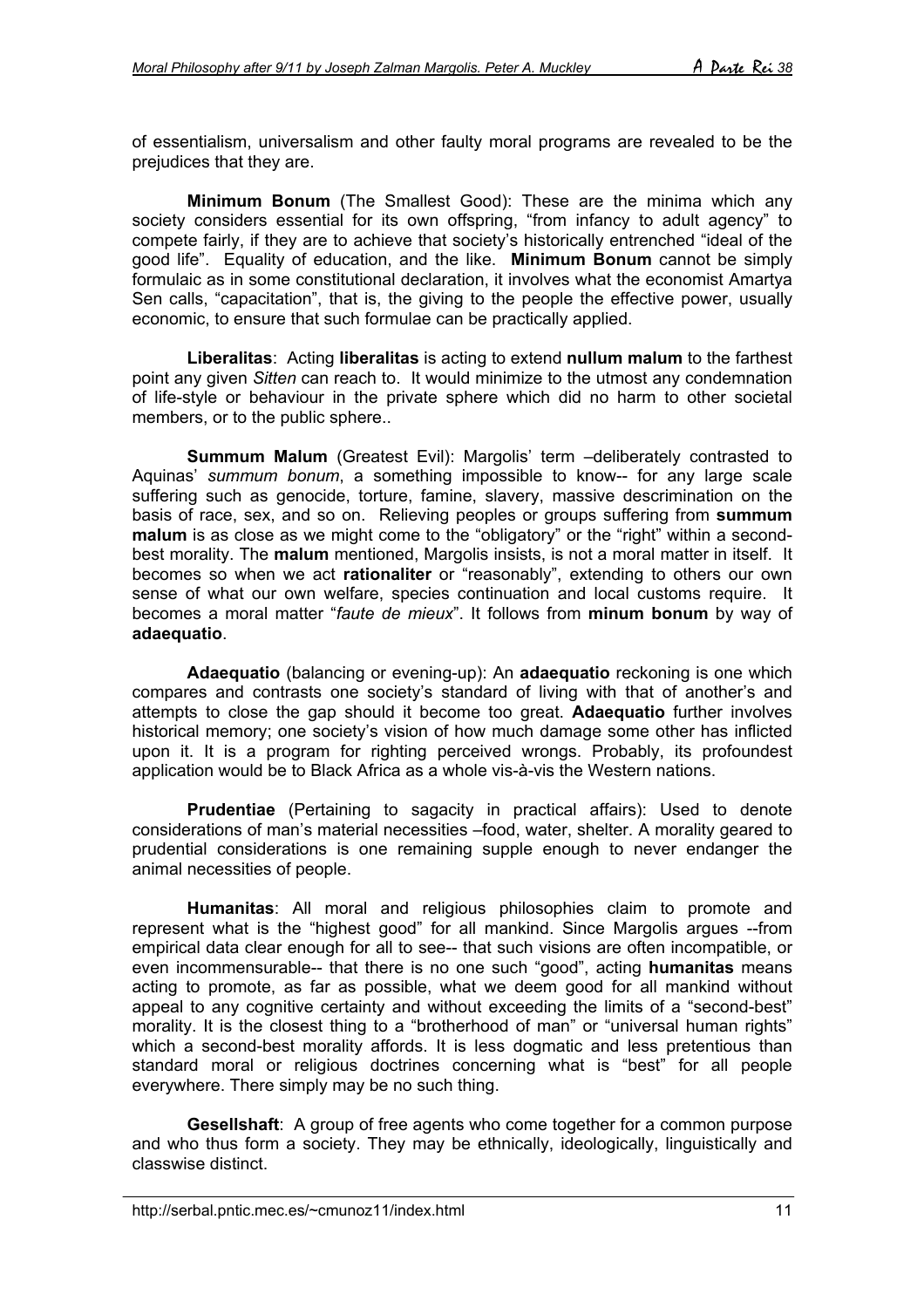of essentialism, universalism and other faulty moral programs are revealed to be the prejudices that they are.

**Minimum Bonum** (The Smallest Good): These are the minima which any society considers essential for its own offspring, "from infancy to adult agency" to compete fairly, if they are to achieve that society's historically entrenched "ideal of the good life". Equality of education, and the like. **Minimum Bonum** cannot be simply formulaic as in some constitutional declaration, it involves what the economist Amartya Sen calls, "capacitation", that is, the giving to the people the effective power, usually economic, to ensure that such formulae can be practically applied.

**Liberalitas**: Acting **liberalitas** is acting to extend **nullum malum** to the farthest point any given *Sitten* can reach to. It would minimize to the utmost any condemnation of life-style or behaviour in the private sphere which did no harm to other societal members, or to the public sphere..

**Summum Malum** (Greatest Evil): Margolis' term –deliberately contrasted to Aquinas' *summum bonum*, a something impossible to know-- for any large scale suffering such as genocide, torture, famine, slavery, massive descrimination on the basis of race, sex, and so on. Relieving peoples or groups suffering from **summum malum** is as close as we might come to the "obligatory" or the "right" within a second-best morality. The **malum** mentioned, Margolis insists, is not a moral matter in itself. It becomes so when we act **rationaliter** or "reasonably", extending to others our own sense of what our own welfare, species continuation and local customs require. It becomes a moral matter "*faute de mieux*". It follows from **minum bonum** by way of **adaequatio**.

**Adaequatio** (balancing or evening-up): An **adaequatio** reckoning is one which compares and contrasts one society's standard of living with that of another's and attempts to close the gap should it become too great. **Adaequatio** further involves historical memory; one society's vision of how much damage some other has inflicted upon it. It is a program for righting perceived wrongs. Probably, its profoundest application would be to Black Africa as a whole vis-à-vis the Western nations.

**Prudentiae** (Pertaining to sagacity in practical affairs): Used to denote considerations of man's material necessities –food, water, shelter. A morality geared to prudential considerations is one remaining supple enough to never endanger the animal necessities of people.

**Humanitas**: All moral and religious philosophies claim to promote and represent what is the "highest good" for all mankind. Since Margolis argues --from empirical data clear enough for all to see-- that such visions are often incompatible, or even incommensurable-- that there is no one such "good", acting **humanitas** means acting to promote, as far as possible, what we deem good for all mankind without appeal to any cognitive certainty and without exceeding the limits of a "second-best" morality. It is the closest thing to a "brotherhood of man" or "universal human rights" which a second-best morality affords. It is less dogmatic and less pretentious than standard moral or religious doctrines concerning what is "best" for all people everywhere. There simply may be no such thing.

**Gesellshaft**: A group of free agents who come together for a common purpose and who thus form a society. They may be ethnically, ideologically, linguistically and classwise distinct.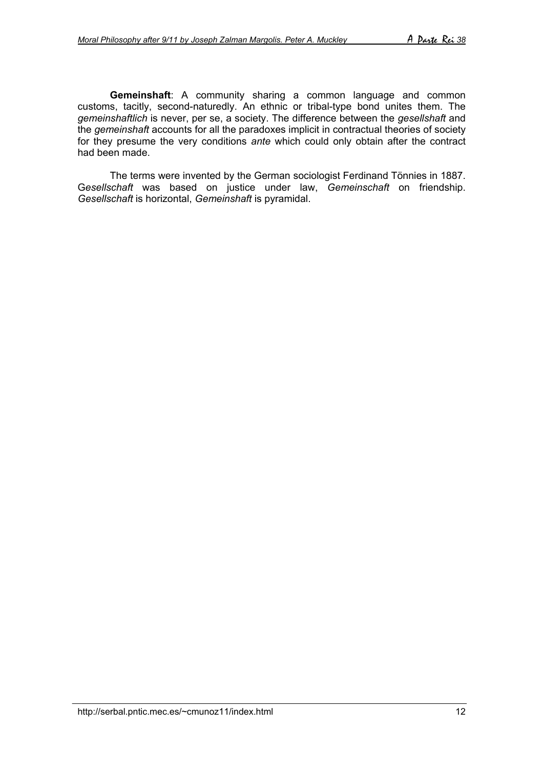**Gemeinshaft**: A community sharing a common language and common customs, tacitly, second-naturedly. An ethnic or tribal-type bond unites them. The *gemeinshaftlich* is never, per se, a society. The difference between the *gesellshaft* and the *gemeinshaft* accounts for all the paradoxes implicit in contractual theories of society for they presume the very conditions *ante* which could only obtain after the contract had been made.

The terms were invented by the German sociologist Ferdinand Tönnies in 1887. G*esellschaft* was based on justice under law, *Gemeinschaft* on friendship. *Gesellschaft* is horizontal, *Gemeinshaft* is pyramidal.